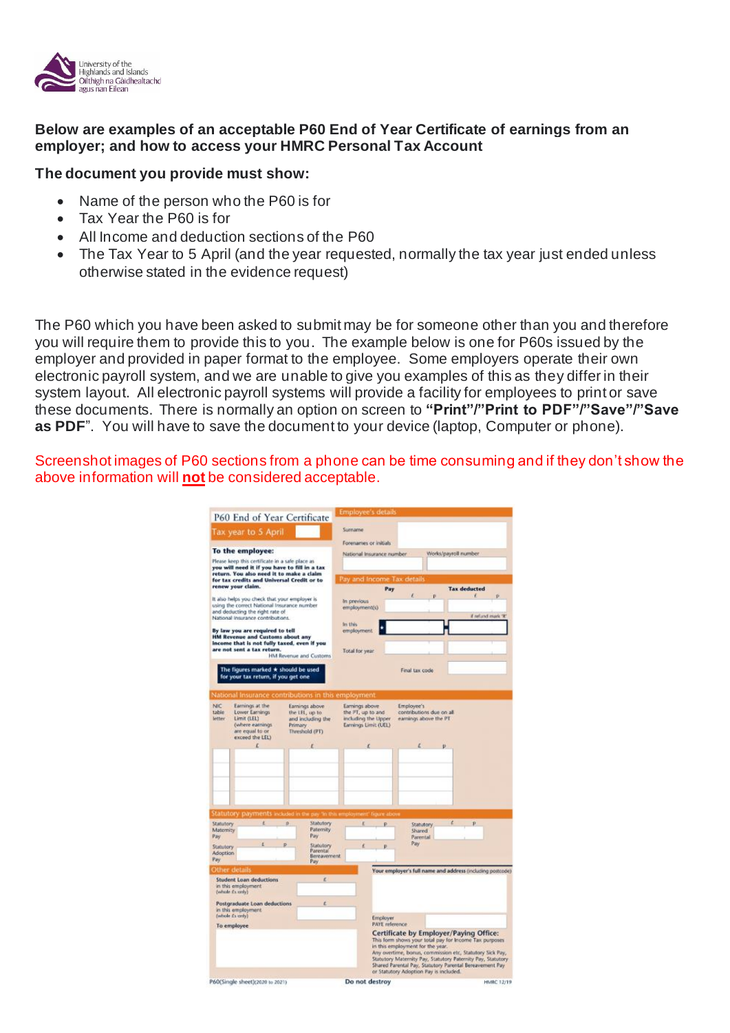**Below are examples of an acceptable P60 End of Year Certificate of earnings from an employer; and how to access your HMRC Personal Tax Account**

**The document you provide must show:**

- Name of the person who the P60 is for
- Tax Year the P60 is for
- All Income and deduction sections of the P60
- The Tax Year to 5 April (and the year requested, normally the tax year just ended unless otherwise stated in the evidence request)

The P60 which you have been asked to submit may be for someone other than you and therefore you will require them to provide this to you. The example below is one for P60s issued by the employer and provided in paper format to the employee. Some employers operate their own electronic payroll system, and we are unable to give you examples of this as they differ in their system layout. All electronic payroll systems will provide a facility for employees to print or save these documents. There is normally an option on screen to **"Print"/"Print to PDF"/"Save"/"Save as PDF"**. You will have to save the document to your device (laptop, Computer or phone).

Screenshot images of P60 sections from a phone can be time consuming and if they don't show the above information will **not** be considered acceptable.

P60 End of Year Certificate

Tax year to 5 April

**To the employee:**

Please keep this certificate in a safe place as **you will need it if you have to fill in a tax return. You also need it to make a claim for tax credits and Universal Credit or to renew your claim.**

It also helps you check that your employer is using the correct National Insurance number and deducting the right rate of National Insurance contributions.

**By law you are required to tell HM Revenue and Customs about any income that is not fully taxed, even if you are not sent a tax return.**

HM Revenue and Customs

The figures marked ★ should be used for your tax return, if you get one

**Employee's details**

Surname

Forenames or initials

National Insurance number | Works/payroll number

**Pay and Income Tax details**

| | Pay £ p | Tax deducted £ p |
|---|---|---|
| In previous employment(s) | | |
| In this employment | ★ | ★ |
| Total for year | | |

if refund mark 'R'

Final tax code

**National Insurance contributions in this employment**

| NIC table letter | Earnings at the Lower Earnings Limit (LEL) (where earnings are equal to or exceed the LEL) £ | Earnings above the LEL, up to and including the Primary Threshold (PT) £ | Earnings above the PT, up to and including the Upper Earnings Limit (UEL) £ | Employee's contributions due on all earnings above the PT £ p |
|---|---|---|---|---|
| | | | | |

**Statutory payments** included in the pay 'In this employment' figure above

| | £ p | | £ p | | £ p |
|---|---|---|---|---|---|
| Statutory Maternity Pay | | Statutory Paternity Pay | | Statutory Shared Parental Pay | |
| Statutory Adoption Pay | | Statutory Parental Bereavement Pay | | | |

**Other details**

Student Loan deductions in this employment (whole £s only) £

Postgraduate Loan deductions in this employment (whole £s only) £

To employee

Your employer's full name and address (including postcode)

Employer PAYE reference

**Certificate by Employer/Paying Office:**

This form shows your total pay for Income Tax purposes in this employment for the year.
Any overtime, bonus, commission etc, Statutory Sick Pay, Statutory Maternity Pay, Statutory Paternity Pay, Statutory Shared Parental Pay, Statutory Parental Bereavement Pay or Statutory Adoption Pay is included.

P60(Single sheet)(2020 to 2021) | Do not destroy | HMRC 12/19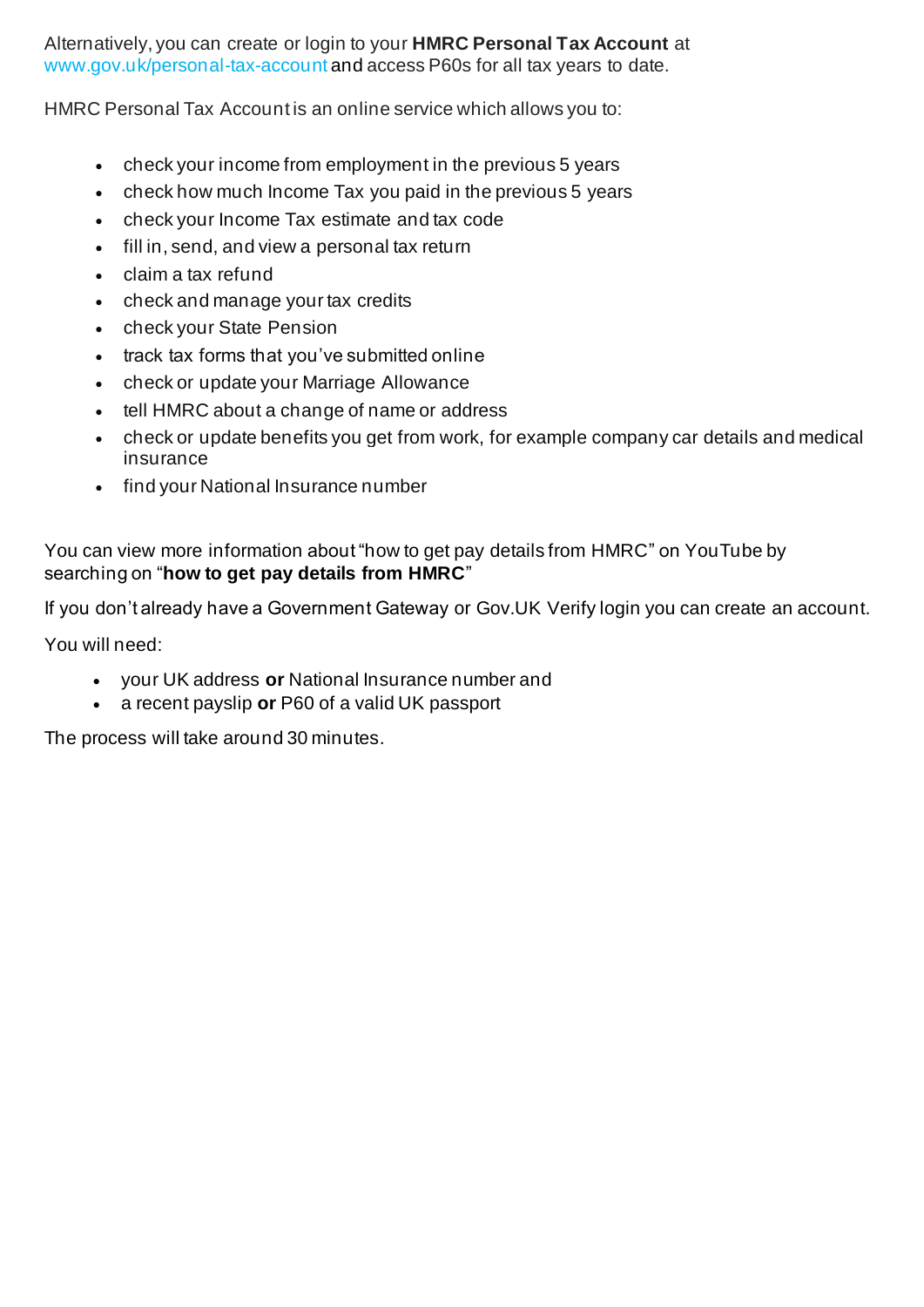Alternatively, you can create or login to your **HMRC Personal Tax Account** at www.gov.uk/personal-tax-account and access P60s for all tax years to date.

HMRC Personal Tax Account is an online service which allows you to:

- check your income from employment in the previous 5 years
- check how much Income Tax you paid in the previous 5 years
- check your Income Tax estimate and tax code
- fill in, send, and view a personal tax return
- claim a tax refund
- check and manage your tax credits
- check your State Pension
- track tax forms that you've submitted online
- check or update your Marriage Allowance
- tell HMRC about a change of name or address
- check or update benefits you get from work, for example company car details and medical insurance
- find your National Insurance number

You can view more information about "how to get pay details from HMRC" on YouTube by searching on "**how to get pay details from HMRC**"

If you don't already have a Government Gateway or Gov.UK Verify login you can create an account.

You will need:

- your UK address **or** National Insurance number and
- a recent payslip **or** P60 of a valid UK passport

The process will take around 30 minutes.